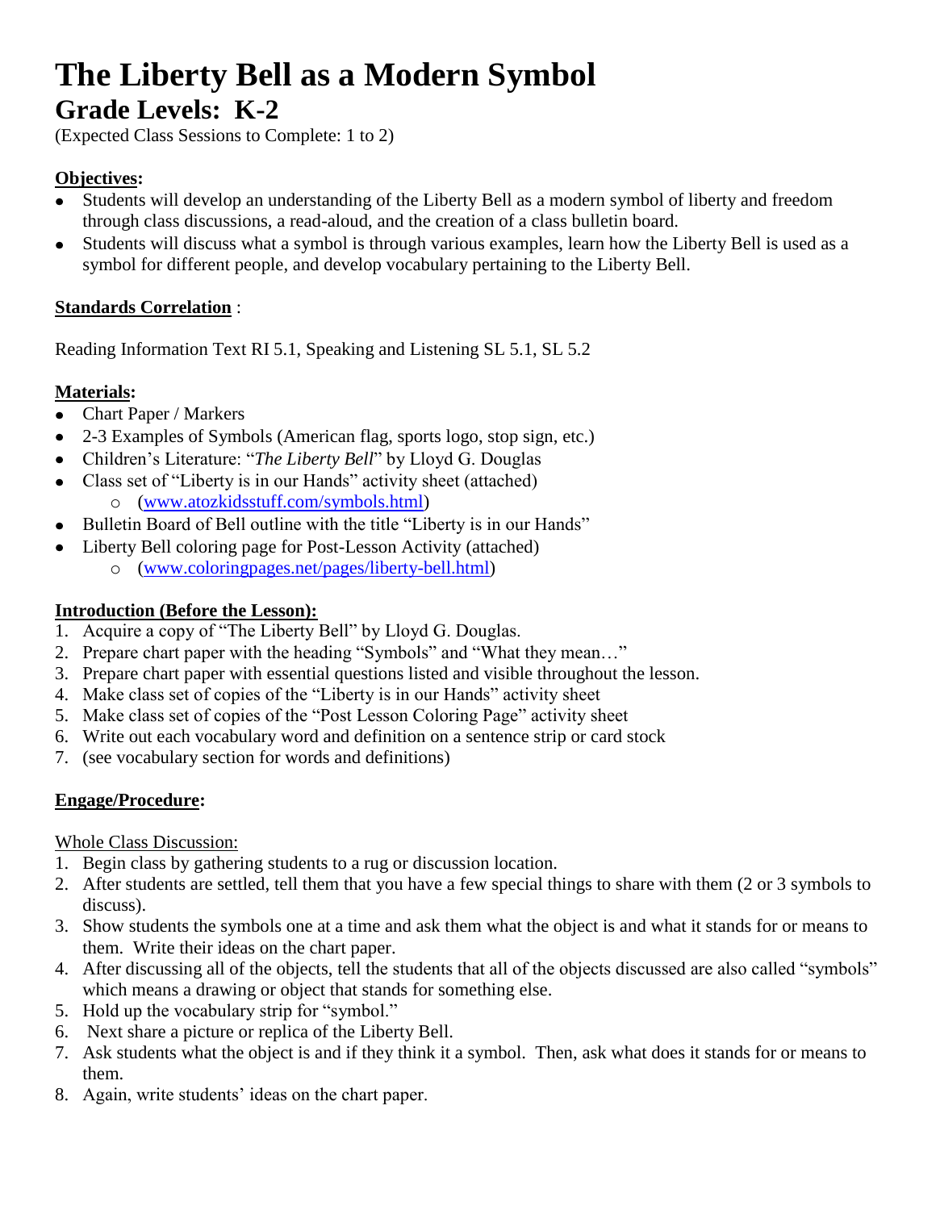# The Liberty Bell as a Modern Symbol

## Grade Levels: K-2

(Expected Class Sessions to Complete: 1 to 2)

**Objectives:**

- Students will develop an understanding of the Liberty Bell as a modern symbol of liberty and freedom through class discussions, a read-aloud, and the creation of a class bulletin board.
- Students will discuss what a symbol is through various examples, learn how the Liberty Bell is used as a symbol for different people, and develop vocabulary pertaining to the Liberty Bell.

**Standards Correlation** :

Reading Information Text RI 5.1, Speaking and Listening SL 5.1, SL 5.2

**Materials:**

- Chart Paper / Markers
- 2-3 Examples of Symbols (American flag, sports logo, stop sign, etc.)
- Children's Literature: "*The Liberty Bell*" by Lloyd G. Douglas
- Class set of "Liberty is in our Hands" activity sheet (attached)
  - (www.atozkidsstuff.com/symbols.html)
- Bulletin Board of Bell outline with the title "Liberty is in our Hands"
- Liberty Bell coloring page for Post-Lesson Activity (attached)
  - (www.coloringpages.net/pages/liberty-bell.html)

**Introduction (Before the Lesson):**

1. Acquire a copy of "The Liberty Bell" by Lloyd G. Douglas.
2. Prepare chart paper with the heading "Symbols" and "What they mean…"
3. Prepare chart paper with essential questions listed and visible throughout the lesson.
4. Make class set of copies of the "Liberty is in our Hands" activity sheet
5. Make class set of copies of the "Post Lesson Coloring Page" activity sheet
6. Write out each vocabulary word and definition on a sentence strip or card stock
7. (see vocabulary section for words and definitions)

**Engage/Procedure:**

Whole Class Discussion:

1. Begin class by gathering students to a rug or discussion location.
2. After students are settled, tell them that you have a few special things to share with them (2 or 3 symbols to discuss).
3. Show students the symbols one at a time and ask them what the object is and what it stands for or means to them. Write their ideas on the chart paper.
4. After discussing all of the objects, tell the students that all of the objects discussed are also called "symbols" which means a drawing or object that stands for something else.
5. Hold up the vocabulary strip for "symbol."
6. Next share a picture or replica of the Liberty Bell.
7. Ask students what the object is and if they think it a symbol. Then, ask what does it stands for or means to them.
8. Again, write students' ideas on the chart paper.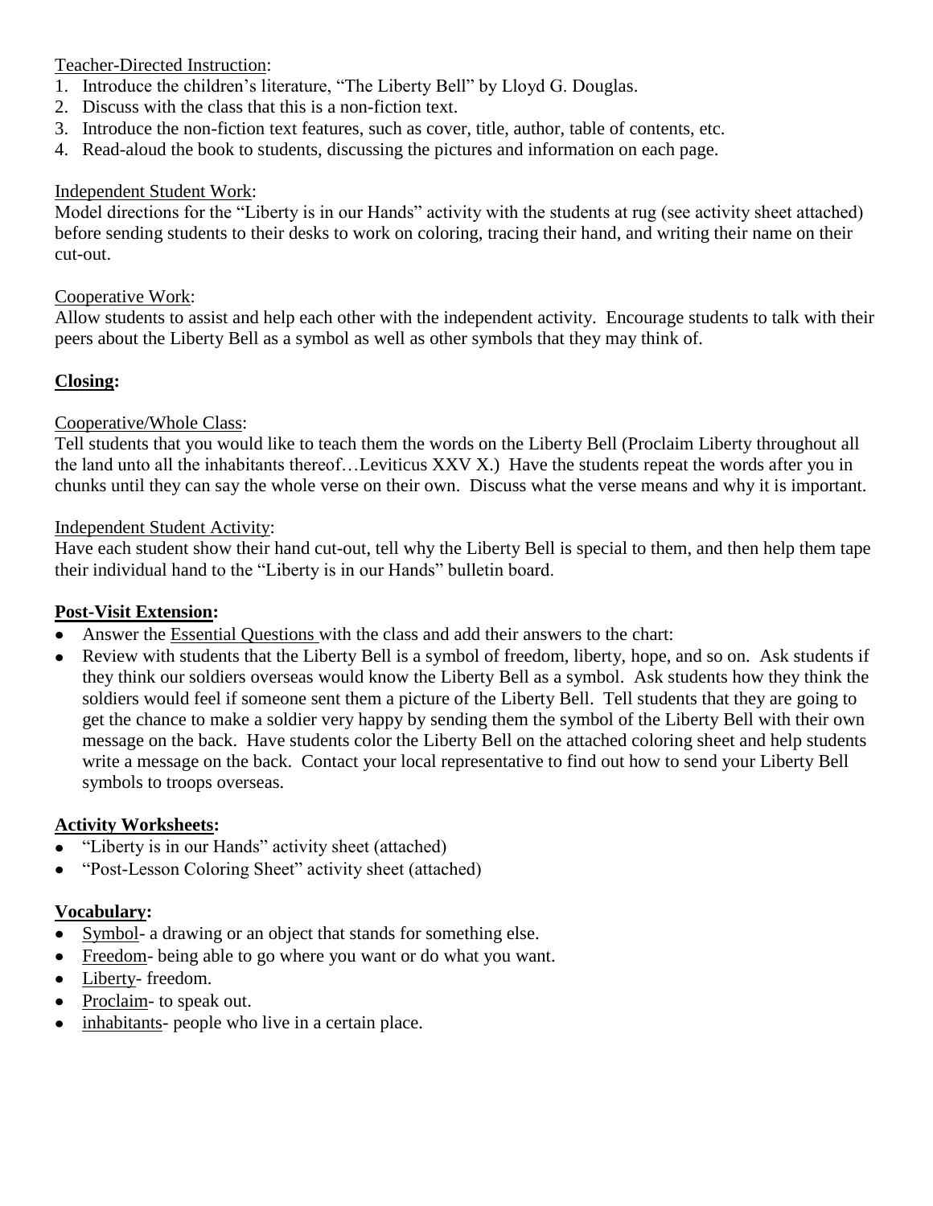Teacher-Directed Instruction:

1. Introduce the children's literature, "The Liberty Bell" by Lloyd G. Douglas.
2. Discuss with the class that this is a non-fiction text.
3. Introduce the non-fiction text features, such as cover, title, author, table of contents, etc.
4. Read-aloud the book to students, discussing the pictures and information on each page.

Independent Student Work:
Model directions for the "Liberty is in our Hands" activity with the students at rug (see activity sheet attached) before sending students to their desks to work on coloring, tracing their hand, and writing their name on their cut-out.

Cooperative Work:
Allow students to assist and help each other with the independent activity. Encourage students to talk with their peers about the Liberty Bell as a symbol as well as other symbols that they may think of.

**Closing:**

Cooperative/Whole Class:
Tell students that you would like to teach them the words on the Liberty Bell (Proclaim Liberty throughout all the land unto all the inhabitants thereof…Leviticus XXV X.) Have the students repeat the words after you in chunks until they can say the whole verse on their own. Discuss what the verse means and why it is important.

Independent Student Activity:
Have each student show their hand cut-out, tell why the Liberty Bell is special to them, and then help them tape their individual hand to the "Liberty is in our Hands" bulletin board.

**Post-Visit Extension:**

- Answer the Essential Questions with the class and add their answers to the chart:
- Review with students that the Liberty Bell is a symbol of freedom, liberty, hope, and so on. Ask students if they think our soldiers overseas would know the Liberty Bell as a symbol. Ask students how they think the soldiers would feel if someone sent them a picture of the Liberty Bell. Tell students that they are going to get the chance to make a soldier very happy by sending them the symbol of the Liberty Bell with their own message on the back. Have students color the Liberty Bell on the attached coloring sheet and help students write a message on the back. Contact your local representative to find out how to send your Liberty Bell symbols to troops overseas.

**Activity Worksheets:**

- "Liberty is in our Hands" activity sheet (attached)
- "Post-Lesson Coloring Sheet" activity sheet (attached)

**Vocabulary:**

- Symbol- a drawing or an object that stands for something else.
- Freedom- being able to go where you want or do what you want.
- Liberty- freedom.
- Proclaim- to speak out.
- inhabitants- people who live in a certain place.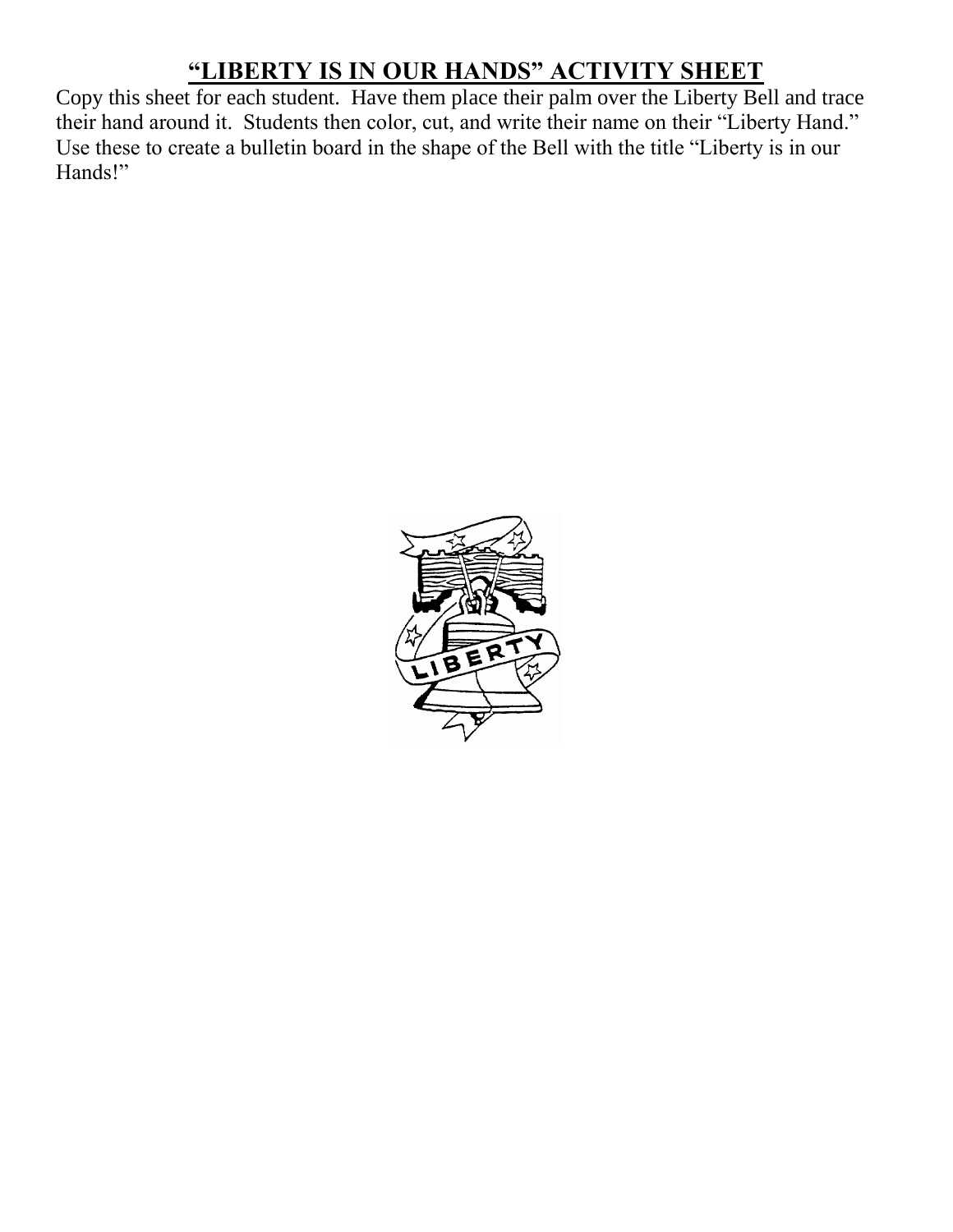## **“LIBERTY IS IN OUR HANDS” ACTIVITY SHEET**

Copy this sheet for each student. Have them place their palm over the Liberty Bell and trace their hand around it. Students then color, cut, and write their name on their “Liberty Hand.” Use these to create a bulletin board in the shape of the Bell with the title “Liberty is in our Hands!”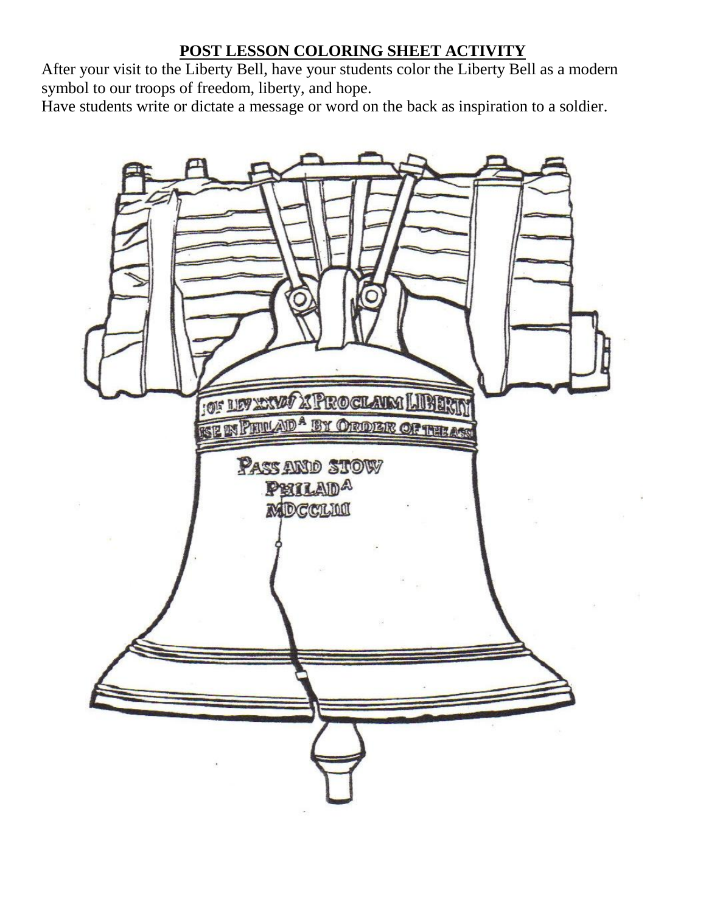**POST LESSON COLORING SHEET ACTIVITY**

After your visit to the Liberty Bell, have your students color the Liberty Bell as a modern symbol to our troops of freedom, liberty, and hope.

Have students write or dictate a message or word on the back as inspiration to a soldier.